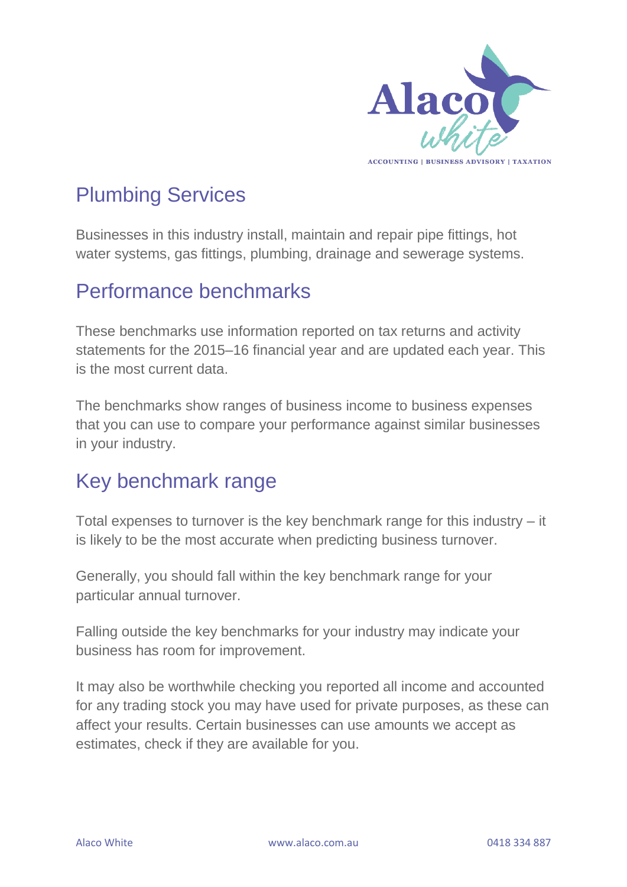# Plumbing Services

Businesses in this industry install, maintain and repair pipe fittings, hot water systems, gas fittings, plumbing, drainage and sewerage systems.

## Performance benchmarks

These benchmarks use information reported on tax returns and activity statements for the 2015–16 financial year and are updated each year. This is the most current data.

The benchmarks show ranges of business income to business expenses that you can use to compare your performance against similar businesses in your industry.

## Key benchmark range

Total expenses to turnover is the key benchmark range for this industry – it is likely to be the most accurate when predicting business turnover.

Generally, you should fall within the key benchmark range for your particular annual turnover.

Falling outside the key benchmarks for your industry may indicate your business has room for improvement.

It may also be worthwhile checking you reported all income and accounted for any trading stock you may have used for private purposes, as these can affect your results. Certain businesses can use amounts we accept as estimates, check if they are available for you.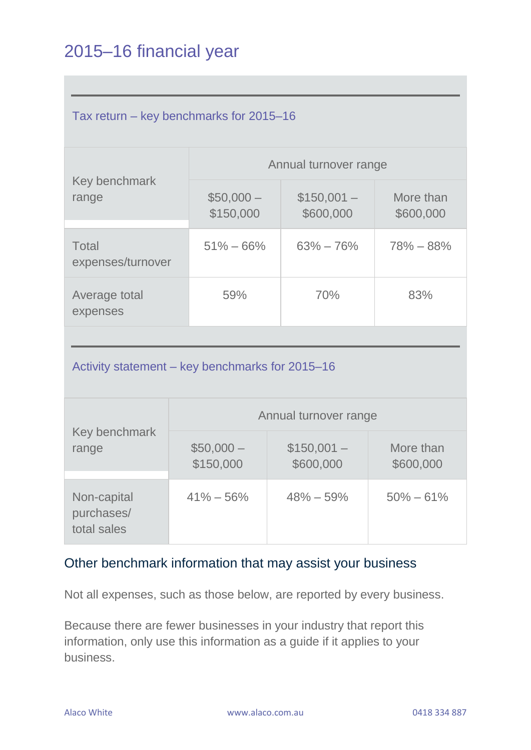# 2015–16 financial year

### Tax return – key benchmarks for 2015–16

| Key benchmark range | Annual turnover range | | |
|---|---|---|---|
| | $50,000 – $150,000 | $150,001 – $600,000 | More than $600,000 |
| Total expenses/turnover | 51% – 66% | 63% – 76% | 78% – 88% |
| Average total expenses | 59% | 70% | 83% |

### Activity statement – key benchmarks for 2015–16

| Key benchmark range | Annual turnover range | | |
|---|---|---|---|
| | $50,000 – $150,000 | $150,001 – $600,000 | More than $600,000 |
| Non-capital purchases/ total sales | 41% – 56% | 48% – 59% | 50% – 61% |

## Other benchmark information that may assist your business

Not all expenses, such as those below, are reported by every business.

Because there are fewer businesses in your industry that report this information, only use this information as a guide if it applies to your business.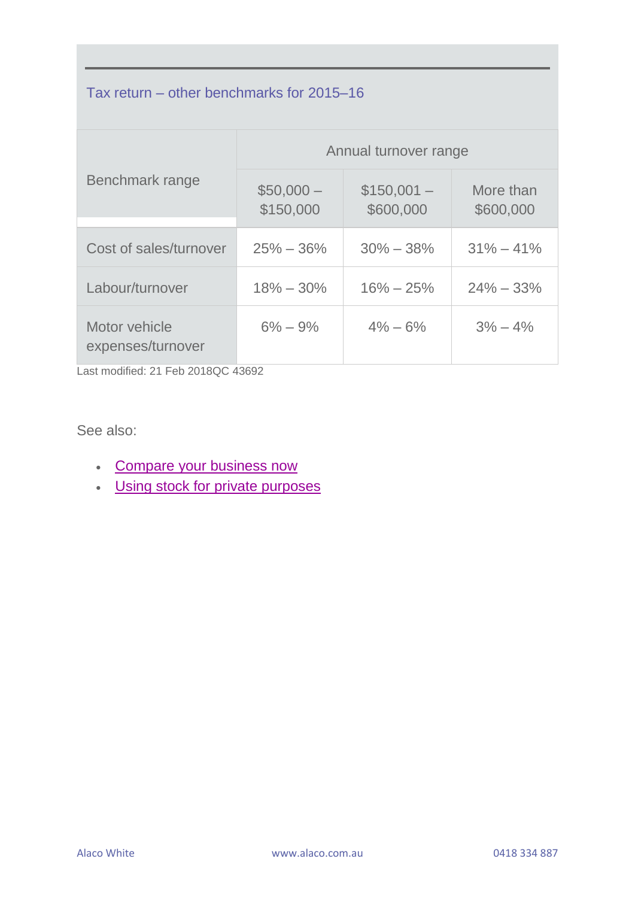### Tax return – other benchmarks for 2015–16

| Benchmark range | Annual turnover range | | |
|---|---|---|---|
| | $50,000 – $150,000 | $150,001 – $600,000 | More than $600,000 |
| Cost of sales/turnover | 25% – 36% | 30% – 38% | 31% – 41% |
| Labour/turnover | 18% – 30% | 16% – 25% | 24% – 33% |
| Motor vehicle expenses/turnover | 6% – 9% | 4% – 6% | 3% – 4% |

Last modified: 21 Feb 2018QC 43692

See also:

- Compare your business now
- Using stock for private purposes